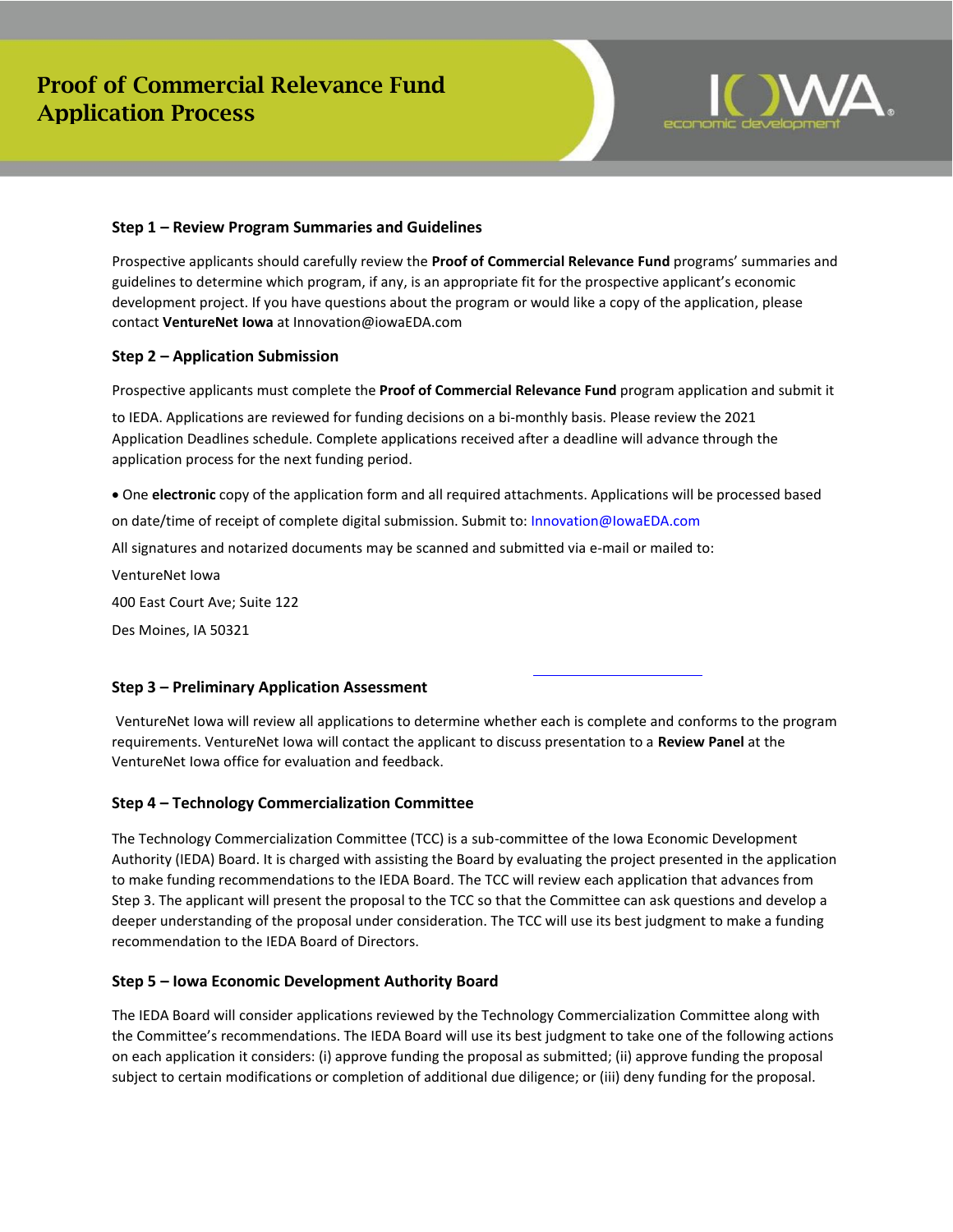# Proof of Commercial Relevance Fund Application Process

### Step 1 – Review Program Summaries and Guidelines

Prospective applicants should carefully review the **Proof of Commercial Relevance Fund** programs' summaries and guidelines to determine which program, if any, is an appropriate fit for the prospective applicant's economic development project. If you have questions about the program or would like a copy of the application, please contact **VentureNet Iowa** at Innovation@iowaEDA.com

### Step 2 – Application Submission

Prospective applicants must complete the **Proof of Commercial Relevance Fund** program application and submit it to IEDA. Applications are reviewed for funding decisions on a bi-monthly basis. Please review the 2021 Application Deadlines schedule. Complete applications received after a deadline will advance through the application process for the next funding period.

- One **electronic** copy of the application form and all required attachments. Applications will be processed based on date/time of receipt of complete digital submission. Submit to: Innovation@IowaEDA.com

All signatures and notarized documents may be scanned and submitted via e-mail or mailed to:

VentureNet Iowa

400 East Court Ave; Suite 122

Des Moines, IA 50321

### Step 3 – Preliminary Application Assessment

VentureNet Iowa will review all applications to determine whether each is complete and conforms to the program requirements. VentureNet Iowa will contact the applicant to discuss presentation to a **Review Panel** at the VentureNet Iowa office for evaluation and feedback.

### Step 4 – Technology Commercialization Committee

The Technology Commercialization Committee (TCC) is a sub-committee of the Iowa Economic Development Authority (IEDA) Board. It is charged with assisting the Board by evaluating the project presented in the application to make funding recommendations to the IEDA Board. The TCC will review each application that advances from Step 3. The applicant will present the proposal to the TCC so that the Committee can ask questions and develop a deeper understanding of the proposal under consideration. The TCC will use its best judgment to make a funding recommendation to the IEDA Board of Directors.

### Step 5 – Iowa Economic Development Authority Board

The IEDA Board will consider applications reviewed by the Technology Commercialization Committee along with the Committee's recommendations. The IEDA Board will use its best judgment to take one of the following actions on each application it considers: (i) approve funding the proposal as submitted; (ii) approve funding the proposal subject to certain modifications or completion of additional due diligence; or (iii) deny funding for the proposal.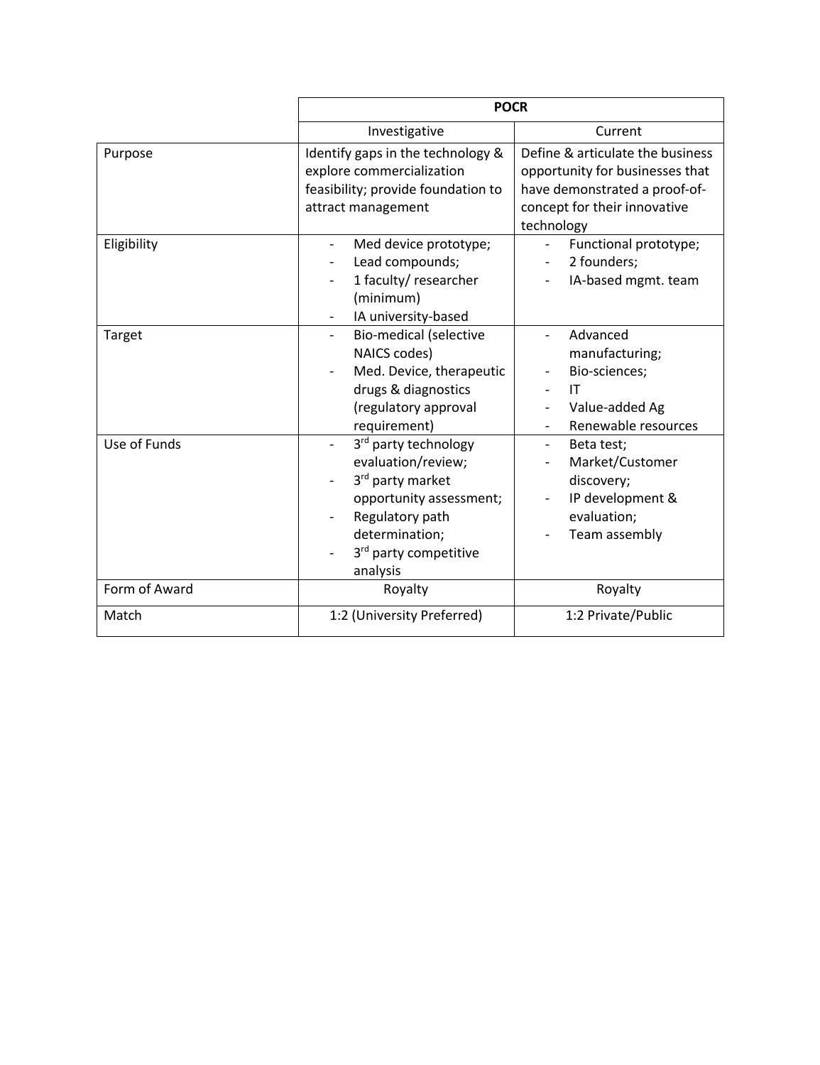| | POCR | |
|---|---|---|
| | Investigative | Current |
| Purpose | Identify gaps in the technology & explore commercialization feasibility; provide foundation to attract management | Define & articulate the business opportunity for businesses that have demonstrated a proof-of-concept for their innovative technology |
| Eligibility | - Med device prototype;<br>- Lead compounds;<br>- 1 faculty/ researcher (minimum)<br>- IA university-based | - Functional prototype;<br>- 2 founders;<br>- IA-based mgmt. team |
| Target | - Bio-medical (selective NAICS codes)<br>- Med. Device, therapeutic drugs & diagnostics (regulatory approval requirement) | - Advanced manufacturing;<br>- Bio-sciences;<br>- IT<br>- Value-added Ag<br>- Renewable resources |
| Use of Funds | - 3rd party technology evaluation/review;<br>- 3rd party market opportunity assessment;<br>- Regulatory path determination;<br>- 3rd party competitive analysis | - Beta test;<br>- Market/Customer discovery;<br>- IP development & evaluation;<br>- Team assembly |
| Form of Award | Royalty | Royalty |
| Match | 1:2 (University Preferred) | 1:2 Private/Public |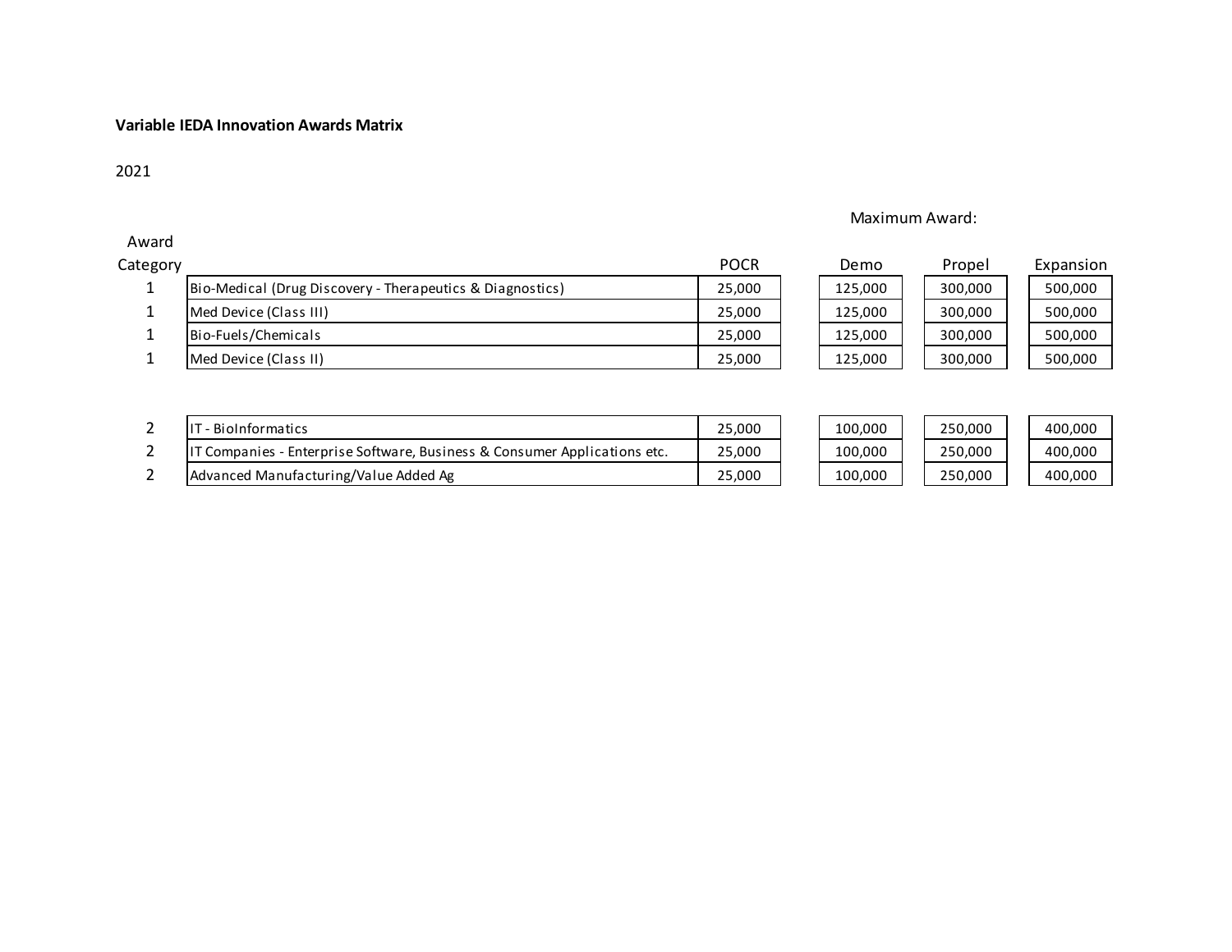**Variable IEDA Innovation Awards Matrix**

2021

| Award Category | | POCR | Maximum Award: Demo | Propel | Expansion |
|---|---|---|---|---|---|
| 1 | Bio-Medical (Drug Discovery - Therapeutics & Diagnostics) | 25,000 | 125,000 | 300,000 | 500,000 |
| 1 | Med Device (Class III) | 25,000 | 125,000 | 300,000 | 500,000 |
| 1 | Bio-Fuels/Chemicals | 25,000 | 125,000 | 300,000 | 500,000 |
| 1 | Med Device (Class II) | 25,000 | 125,000 | 300,000 | 500,000 |
| | | | | | |
| 2 | IT - BioInformatics | 25,000 | 100,000 | 250,000 | 400,000 |
| 2 | IT Companies - Enterprise Software, Business & Consumer Applications etc. | 25,000 | 100,000 | 250,000 | 400,000 |
| 2 | Advanced Manufacturing/Value Added Ag | 25,000 | 100,000 | 250,000 | 400,000 |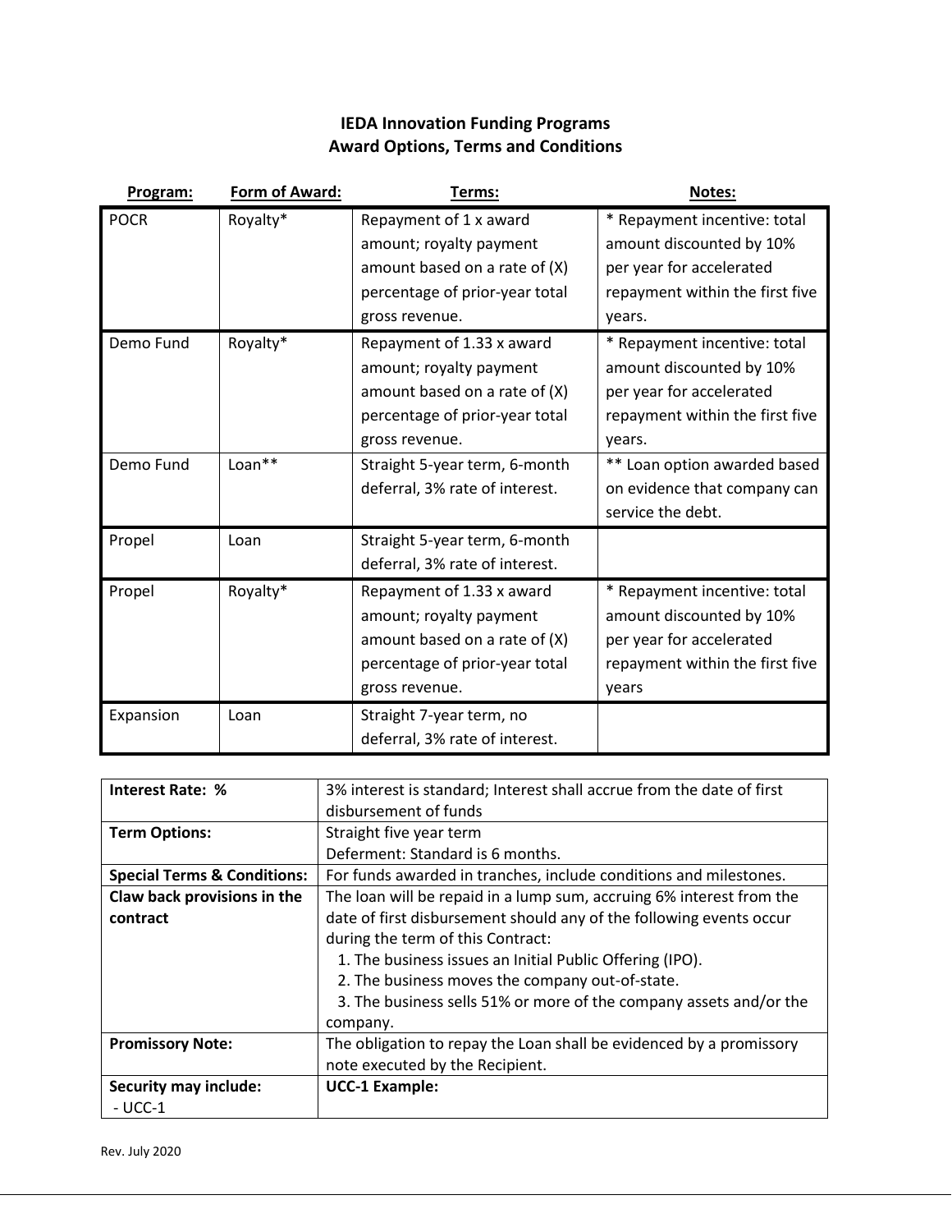**IEDA Innovation Funding Programs**
**Award Options, Terms and Conditions**

| Program: | Form of Award: | Terms: | Notes: |
|---|---|---|---|
| POCR | Royalty* | Repayment of 1 x award amount; royalty payment amount based on a rate of (X) percentage of prior-year total gross revenue. | * Repayment incentive: total amount discounted by 10% per year for accelerated repayment within the first five years. |
| Demo Fund | Royalty* | Repayment of 1.33 x award amount; royalty payment amount based on a rate of (X) percentage of prior-year total gross revenue. | * Repayment incentive: total amount discounted by 10% per year for accelerated repayment within the first five years. |
| Demo Fund | Loan** | Straight 5-year term, 6-month deferral, 3% rate of interest. | ** Loan option awarded based on evidence that company can service the debt. |
| Propel | Loan | Straight 5-year term, 6-month deferral, 3% rate of interest. | |
| Propel | Royalty* | Repayment of 1.33 x award amount; royalty payment amount based on a rate of (X) percentage of prior-year total gross revenue. | * Repayment incentive: total amount discounted by 10% per year for accelerated repayment within the first five years |
| Expansion | Loan | Straight 7-year term, no deferral, 3% rate of interest. | |

| | |
|---|---|
| **Interest Rate: %** | 3% interest is standard; Interest shall accrue from the date of first disbursement of funds |
| **Term Options:** | Straight five year term<br>Deferment: Standard is 6 months. |
| **Special Terms & Conditions:** | For funds awarded in tranches, include conditions and milestones. |
| **Claw back provisions in the contract** | The loan will be repaid in a lump sum, accruing 6% interest from the date of first disbursement should any of the following events occur during the term of this Contract:<br>1. The business issues an Initial Public Offering (IPO).<br>2. The business moves the company out-of-state.<br>3. The business sells 51% or more of the company assets and/or the company. |
| **Promissory Note:** | The obligation to repay the Loan shall be evidenced by a promissory note executed by the Recipient. |
| **Security may include:**<br>- UCC-1 | **UCC-1 Example:** |

Rev. July 2020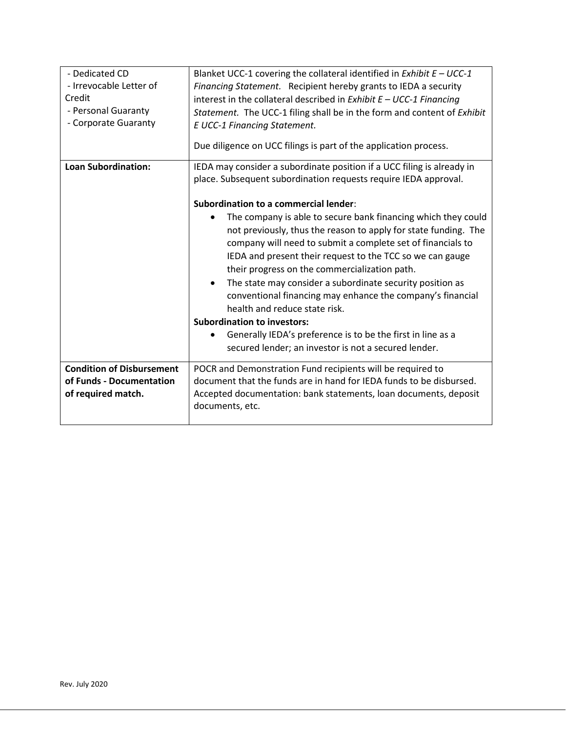| | |
|---|---|
| - Dedicated CD<br>- Irrevocable Letter of Credit<br>- Personal Guaranty<br>- Corporate Guaranty | Blanket UCC-1 covering the collateral identified in *Exhibit E – UCC-1 Financing Statement.* Recipient hereby grants to IEDA a security interest in the collateral described in *Exhibit E – UCC-1 Financing Statement.* The UCC-1 filing shall be in the form and content of *Exhibit E UCC-1 Financing Statement.*<br><br>Due diligence on UCC filings is part of the application process. |
| **Loan Subordination:** | IEDA may consider a subordinate position if a UCC filing is already in place. Subsequent subordination requests require IEDA approval.<br><br>**Subordination to a commercial lender**:<br>• The company is able to secure bank financing which they could not previously, thus the reason to apply for state funding. The company will need to submit a complete set of financials to IEDA and present their request to the TCC so we can gauge their progress on the commercialization path.<br>• The state may consider a subordinate security position as conventional financing may enhance the company's financial health and reduce state risk.<br>**Subordination to investors:**<br>• Generally IEDA's preference is to be the first in line as a secured lender; an investor is not a secured lender. |
| **Condition of Disbursement of Funds - Documentation of required match.** | POCR and Demonstration Fund recipients will be required to document that the funds are in hand for IEDA funds to be disbursed. Accepted documentation: bank statements, loan documents, deposit documents, etc. |

Rev. July 2020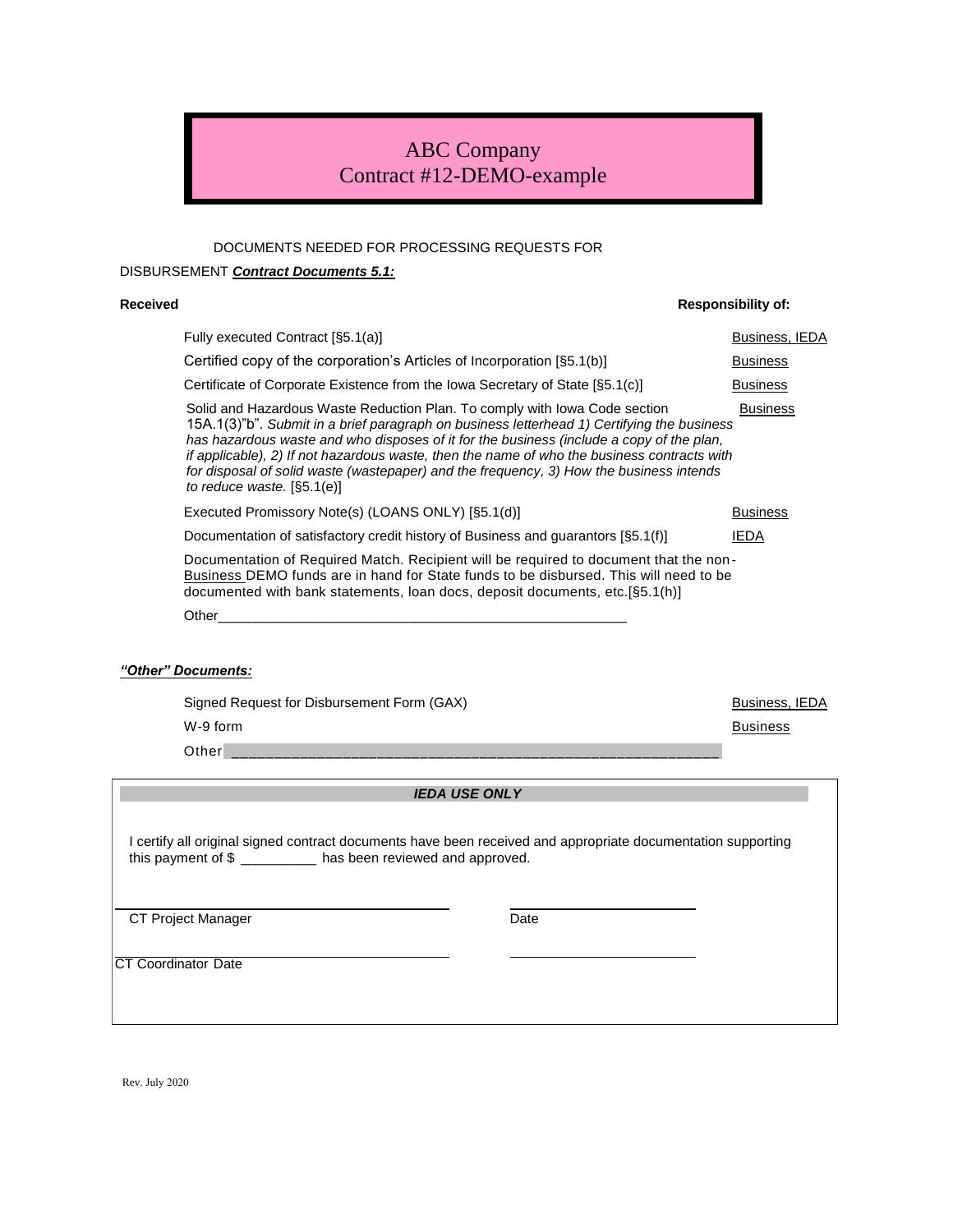# ABC Company
# Contract #12-DEMO-example

DOCUMENTS NEEDED FOR PROCESSING REQUESTS FOR DISBURSEMENT ***Contract Documents 5.1:***

| Received | | Responsibility of: |
|---|---|---|
| | Fully executed Contract [§5.1(a)] | Business, IEDA |
| | Certified copy of the corporation's Articles of Incorporation [§5.1(b)] | Business |
| | Certificate of Corporate Existence from the Iowa Secretary of State [§5.1(c)] | Business |
| | Solid and Hazardous Waste Reduction Plan. To comply with Iowa Code section 15A.1(3)"b". *Submit in a brief paragraph on business letterhead 1) Certifying the business has hazardous waste and who disposes of it for the business (include a copy of the plan, if applicable), 2) If not hazardous waste, then the name of who the business contracts with for disposal of solid waste (wastepaper) and the frequency, 3) How the business intends to reduce waste.* [§5.1(e)] | Business |
| | Executed Promissory Note(s) (LOANS ONLY) [§5.1(d)] | Business |
| | Documentation of satisfactory credit history of Business and guarantors [§5.1(f)] | IEDA |
| | Documentation of Required Match. Recipient will be required to document that the non-DEMO funds are in hand for State funds to be disbursed. This will need to be documented with bank statements, loan docs, deposit documents, etc.[§5.1(h)] | Business |
| | Other_____________________________________________________ | |

***"Other" Documents:***

| | | |
|---|---|---|
| | Signed Request for Disbursement Form (GAX) | Business, IEDA |
| | W-9 form | Business |
| | Other ___________________________________________________________ | |

***IEDA USE ONLY***

I certify all original signed contract documents have been received and appropriate documentation supporting this payment of $ __________ has been reviewed and approved.

______________________________ ______________________

CT Project Manager Date

______________________________ ______________________

CT Coordinator Date

Rev. July 2020